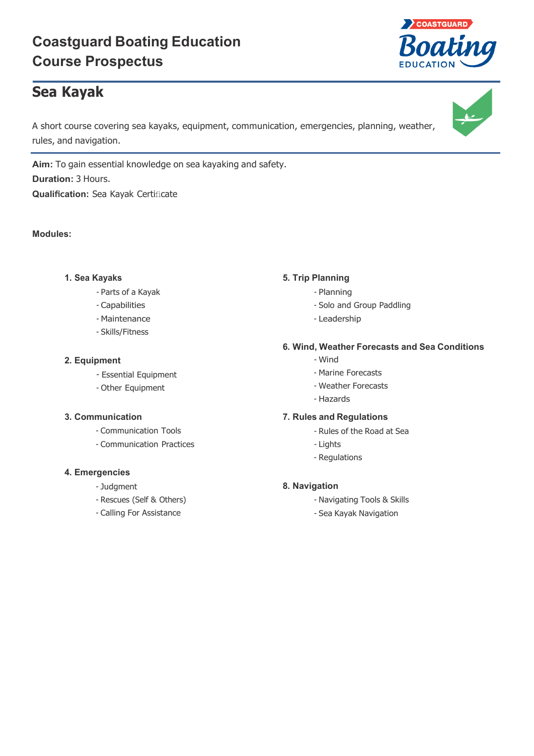# Coastguard Boating Education Course Prospectus

## Sea Kayak

A short course covering sea kayaks, equipment, communication, emergencies, planning, weather, rules, and navigation.

**Aim:** To gain essential knowledge on sea kayaking and safety.
**Duration:** 3 Hours.
**Qualification:** Sea Kayak Certificate

**Modules:**

**1. Sea Kayaks**
- Parts of a Kayak
- Capabilities
- Maintenance
- Skills/Fitness

**2. Equipment**
- Essential Equipment
- Other Equipment

**3. Communication**
- Communication Tools
- Communication Practices

**4. Emergencies**
- Judgment
- Rescues (Self & Others)
- Calling For Assistance

**5. Trip Planning**
- Planning
- Solo and Group Paddling
- Leadership

**6. Wind, Weather Forecasts and Sea Conditions**
- Wind
- Marine Forecasts
- Weather Forecasts
- Hazards

**7. Rules and Regulations**
- Rules of the Road at Sea
- Lights
- Regulations

**8. Navigation**
- Navigating Tools & Skills
- Sea Kayak Navigation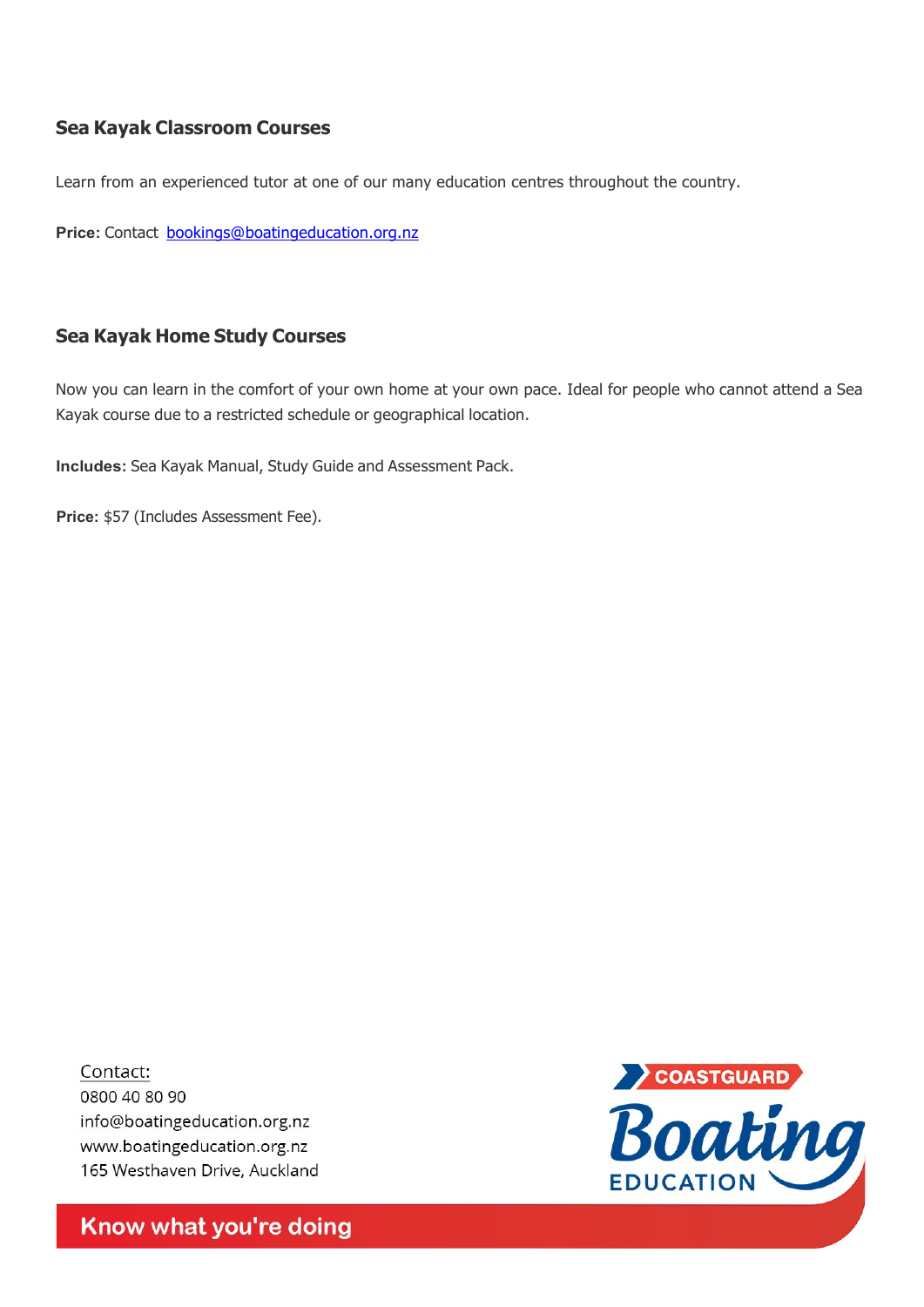## Sea Kayak Classroom Courses

Learn from an experienced tutor at one of our many education centres throughout the country.

**Price:** Contact bookings@boatingeducation.org.nz

## Sea Kayak Home Study Courses

Now you can learn in the comfort of your own home at your own pace. Ideal for people who cannot attend a Sea Kayak course due to a restricted schedule or geographical location.

**Includes:** Sea Kayak Manual, Study Guide and Assessment Pack.

**Price:** $57 (Includes Assessment Fee).

Contact:
0800 40 80 90
info@boatingeducation.org.nz
www.boatingeducation.org.nz
165 Westhaven Drive, Auckland

COASTGUARD Boating EDUCATION

Know what you're doing